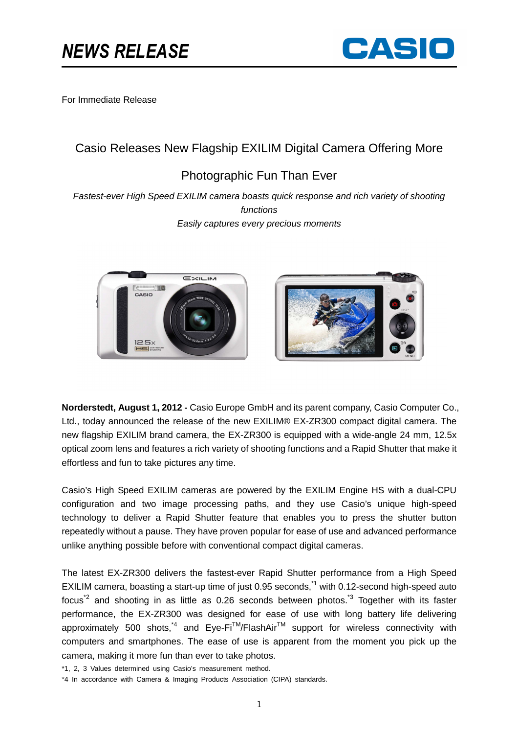# NEWS RELEASE

For Immediate Release

## Casio Releases New Flagship EXILIM Digital Camera Offering More Photographic Fun Than Ever

*Fastest-ever High Speed EXILIM camera boasts quick response and rich variety of shooting functions*

*Easily captures every precious moment*

**Norderstedt, August 1, 2012 -** Casio Europe GmbH and its parent company, Casio Computer Co., Ltd., today announced the release of the new EXILIM® EX-ZR300 compact digital camera. The new flagship EXILIM brand camera, the EX-ZR300 is equipped with a wide-angle 24 mm, 12.5x optical zoom lens and features a rich variety of shooting functions and a Rapid Shutter that make it effortless and fun to take pictures any time.

Casio's High Speed EXILIM cameras are powered by the EXILIM Engine HS with a dual-CPU configuration and two image processing paths, and they use Casio's unique high-speed technology to deliver a Rapid Shutter feature that enables you to press the shutter button repeatedly without a pause. They have proven popular for ease of use and advanced performance unlike anything possible before with conventional compact digital cameras.

The latest EX-ZR300 delivers the fastest-ever Rapid Shutter performance from a High Speed EXILIM camera, boasting a start-up time of just 0.95 seconds,[*1] with 0.12-second high-speed auto focus[*2] and shooting in as little as 0.26 seconds between photos.[*3] Together with its faster performance, the EX-ZR300 was designed for ease of use with long battery life delivering approximately 500 shots,[*4] and Eye-Fi™/FlashAir™ support for wireless connectivity with computers and smartphones. The ease of use is apparent from the moment you pick up the camera, making it more fun than ever to take photos.

*1, 2, 3 Values determined using Casio's measurement method.

*4 In accordance with Camera & Imaging Products Association (CIPA) standards.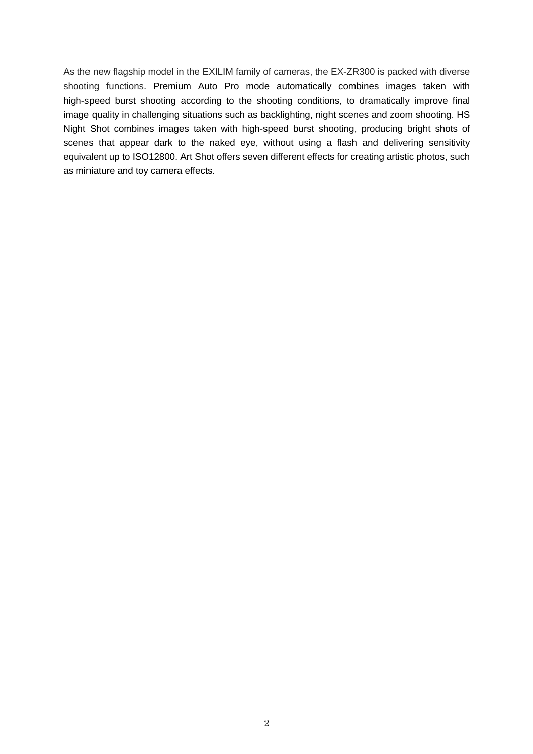As the new flagship model in the EXILIM family of cameras, the EX-ZR300 is packed with diverse shooting functions. Premium Auto Pro mode automatically combines images taken with high-speed burst shooting according to the shooting conditions, to dramatically improve final image quality in challenging situations such as backlighting, night scenes and zoom shooting. HS Night Shot combines images taken with high-speed burst shooting, producing bright shots of scenes that appear dark to the naked eye, without using a flash and delivering sensitivity equivalent up to ISO12800. Art Shot offers seven different effects for creating artistic photos, such as miniature and toy camera effects.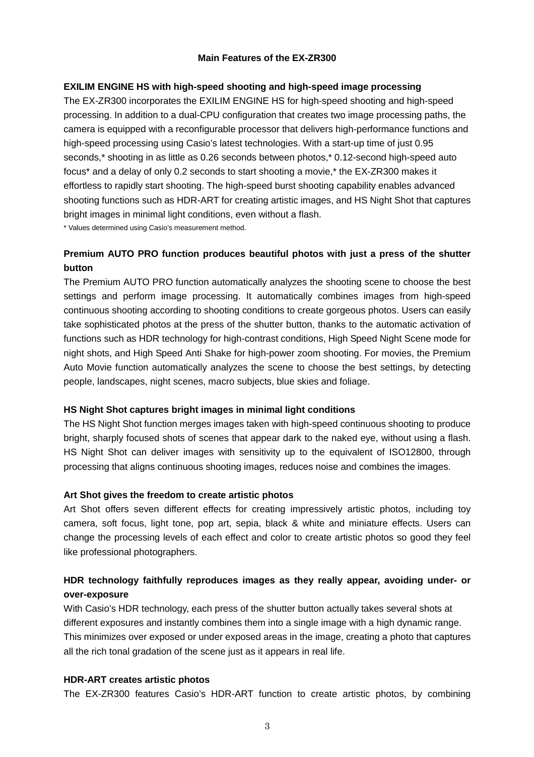## Main Features of the EX-ZR300

### EXILIM ENGINE HS with high-speed shooting and high-speed image processing

The EX-ZR300 incorporates the EXILIM ENGINE HS for high-speed shooting and high-speed processing. In addition to a dual-CPU configuration that creates two image processing paths, the camera is equipped with a reconfigurable processor that delivers high-performance functions and high-speed processing using Casio's latest technologies. With a start-up time of just 0.95 seconds,* shooting in as little as 0.26 seconds between photos,* 0.12-second high-speed auto focus* and a delay of only 0.2 seconds to start shooting a movie,* the EX-ZR300 makes it effortless to rapidly start shooting. The high-speed burst shooting capability enables advanced shooting functions such as HDR-ART for creating artistic images, and HS Night Shot that captures bright images in minimal light conditions, even without a flash.

* Values determined using Casio's measurement method.

### Premium AUTO PRO function produces beautiful photos with just a press of the shutter button

The Premium AUTO PRO function automatically analyzes the shooting scene to choose the best settings and perform image processing. It automatically combines images from high-speed continuous shooting according to shooting conditions to create gorgeous photos. Users can easily take sophisticated photos at the press of the shutter button, thanks to the automatic activation of functions such as HDR technology for high-contrast conditions, High Speed Night Scene mode for night shots, and High Speed Anti Shake for high-power zoom shooting. For movies, the Premium Auto Movie function automatically analyzes the scene to choose the best settings, by detecting people, landscapes, night scenes, macro subjects, blue skies and foliage.

### HS Night Shot captures bright images in minimal light conditions

The HS Night Shot function merges images taken with high-speed continuous shooting to produce bright, sharply focused shots of scenes that appear dark to the naked eye, without using a flash. HS Night Shot can deliver images with sensitivity up to the equivalent of ISO12800, through processing that aligns continuous shooting images, reduces noise and combines the images.

### Art Shot gives the freedom to create artistic photos

Art Shot offers seven different effects for creating impressively artistic photos, including toy camera, soft focus, light tone, pop art, sepia, black & white and miniature effects. Users can change the processing levels of each effect and color to create artistic photos so good they feel like professional photographers.

### HDR technology faithfully reproduces images as they really appear, avoiding under- or over-exposure

With Casio's HDR technology, each press of the shutter button actually takes several shots at different exposures and instantly combines them into a single image with a high dynamic range. This minimizes over exposed or under exposed areas in the image, creating a photo that captures all the rich tonal gradation of the scene just as it appears in real life.

### HDR-ART creates artistic photos

The EX-ZR300 features Casio's HDR-ART function to create artistic photos, by combining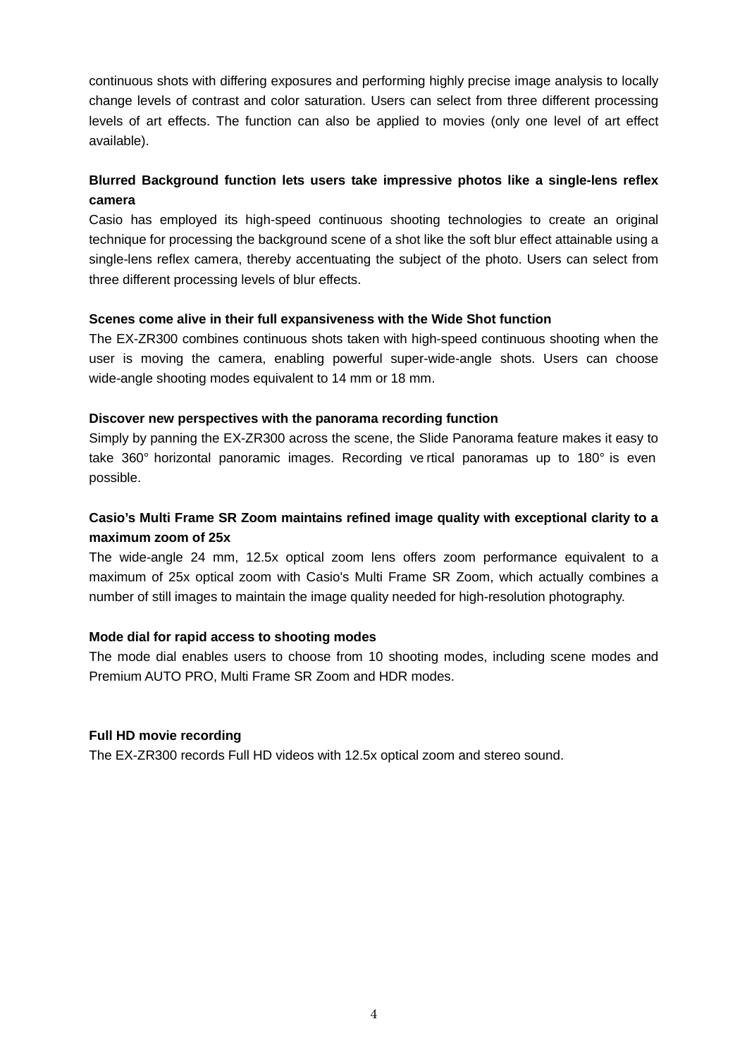continuous shots with differing exposures and performing highly precise image analysis to locally change levels of contrast and color saturation. Users can select from three different processing levels of art effects. The function can also be applied to movies (only one level of art effect available).

**Blurred Background function lets users take impressive photos like a single-lens reflex camera**

Casio has employed its high-speed continuous shooting technologies to create an original technique for processing the background scene of a shot like the soft blur effect attainable using a single-lens reflex camera, thereby accentuating the subject of the photo. Users can select from three different processing levels of blur effects.

**Scenes come alive in their full expansiveness with the Wide Shot function**

The EX-ZR300 combines continuous shots taken with high-speed continuous shooting when the user is moving the camera, enabling powerful super-wide-angle shots. Users can choose wide-angle shooting modes equivalent to 14 mm or 18 mm.

**Discover new perspectives with the panorama recording function**

Simply by panning the EX-ZR300 across the scene, the Slide Panorama feature makes it easy to take 360° horizontal panoramic images. Recording vertical panoramas up to 180° is even possible.

**Casio's Multi Frame SR Zoom maintains refined image quality with exceptional clarity to a maximum zoom of 25x**

The wide-angle 24 mm, 12.5x optical zoom lens offers zoom performance equivalent to a maximum of 25x optical zoom with Casio's Multi Frame SR Zoom, which actually combines a number of still images to maintain the image quality needed for high-resolution photography.

**Mode dial for rapid access to shooting modes**

The mode dial enables users to choose from 10 shooting modes, including scene modes and Premium AUTO PRO, Multi Frame SR Zoom and HDR modes.

**Full HD movie recording**

The EX-ZR300 records Full HD videos with 12.5x optical zoom and stereo sound.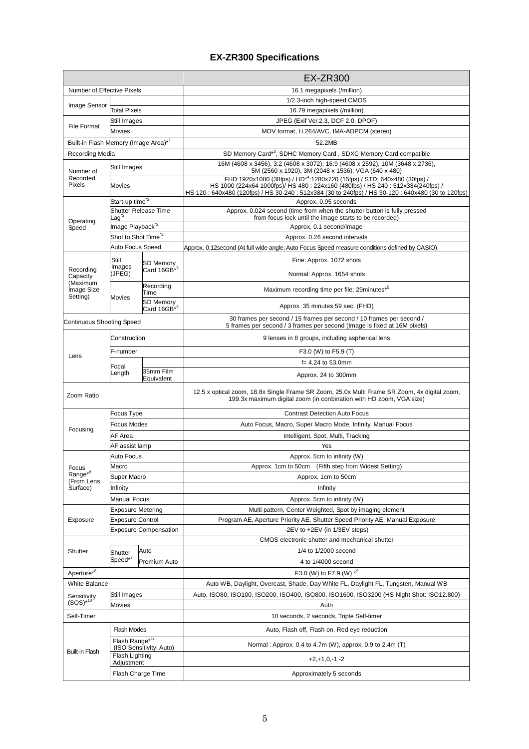# EX-ZR300 Specifications

| | | | EX-ZR300 |
|---|---|---|---|
| Number of Effective Pixels | | | 16.1 megapixels (/million) |
| Image Sensor | | | 1/2.3-inch high-speed CMOS |
| | Total Pixels | | 16.79 megapixels (/million) |
| File Format | Still Images | | JPEG (Exif Ver.2.3, DCF 2.0, DPOF) |
| | Movies | | MOV format, H.264/AVC, IMA-ADPCM (stereo) |
| Built-in Flash Memory (Image Area)*[1] | | | 52.2MB |
| Recording Media | | | SD Memory Card*[3], SDHC Memory Card , SDXC Memory Card compatible |
| Number of Recorded Pixels | Still Images | | 16M (4608 x 3456), 3:2 (4608 x 3072), 16:9 (4608 x 2592), 10M (3648 x 2736), 5M (2560 x 1920), 3M (2048 x 1536), VGA (640 x 480) |
| | Movies | | FHD:1920x1080 (30fps) / HD*[4]:1280x720 (15fps) / STD: 640x480 (30fps) / HS 1000 (224x64 1000fps)/ HS 480 : 224x160 (480fps) / HS 240 : 512x384(240fps) / HS 120 : 640x480 (120fps) / HS 30-240 : 512x384 (30 to 240fps) / HS 30-120 : 640x480 (30 to 120fps) |
| Operating Speed | Start-up time*[2] | | Approx. 0.95 seconds |
| | Shutter Release Time Lag*[2] | | Approx. 0.024 second (time from when the shutter button is fully pressed from focus lock until the image starts to be recorded) |
| | Image Playback*[2] | | Approx. 0.1 second/image |
| | Shot to Shot Time*[2] | | Approx. 0.26 second intervals |
| | Auto Focus Speed | | Approx. 0.12second (At full wide angle; Auto Focus Speed measure conditions defined by CASIO) |
| Recording Capacity (Maximum Image Size Setting) | Still Images (JPEG) | SD Memory Card 16GB*[3] | Fine: Approx. 1072 shots |
| | | | Normal: Approx. 1654 shots |
| | Movies | Recording Time | Maximum recording time per file: 29minutes*[5] |
| | | SD Memory Card 16GB*[3] | Approx. 35 minutes 59 sec. (FHD) |
| Continuous Shooting Speed | | | 30 frames per second / 15 frames per second / 10 frames per second / 5 frames per second / 3 frames per second (Image is fixed at 16M pixels) |
| Lens | Construction | | 9 lenses in 8 groups, including aspherical lens |
| | F-number | | F3.0 (W) to F5.9 (T) |
| | Focal Length | | f= 4.24 to 53.0mm |
| | | 35mm Film Equivalent | Approx. 24 to 300mm |
| Zoom Ratio | | | 12.5 x optical zoom, 18.8x Single Frame SR Zoom, 25.0x Multi Frame SR Zoom, 4x digital zoom, 199.3x maximum digital zoom (in conbination with HD zoom, VGA size) |
| Focusing | Focus Type | | Contrast Detection Auto Focus |
| | Focus Modes | | Auto Focus, Macro, Super Macro Mode, Infinity, Manual Focus |
| | AF Area | | Intelligent, Spot, Multi, Tracking |
| | AF assist lamp | | Yes |
| Focus Range*[6] (From Lens Surface) | Auto Focus | | Approx. 5cm to infinity (W) |
| | Macro | | Approx. 1cm to 50cm (Fifth step from Widest Setting) |
| | Super Macro | | Approx. 1cm to 50cm |
| | Infinity | | Infinity |
| | Manual Focus | | Approx. 5cm to infinity (W) |
| Exposure | Exposure Metering | | Multi pattern, Center Weighted, Spot by imaging element |
| | Exposure Control | | Program AE, Aperture Priority AE, Shutter Speed Priority AE, Manual Exposure |
| | Exposure Compensation | | -2EV to +2EV (in 1/3EV steps) |
| Shutter | | | CMOS electronic shutter and mechanical shutter |
| | Shutter Speed*[7] | Auto | 1/4 to 1/2000 second |
| | | Premium Auto | 4 to 1/4000 second |
| Aperture*[8] | | | F3.0 (W) to F7.9 (W) *[9] |
| White Balance | | | Auto WB, Daylight, Overcast, Shade, Day White FL, Daylight FL, Tungsten, Manual WB |
| Sensitivity (SOS)*[10] | Still Images | | Auto, ISO80, ISO100, ISO200, ISO400, ISO800, ISO1600, ISO3200 (HS Night Shot: ISO12.800) |
| | Movies | | Auto |
| Self-Timer | | | 10 seconds, 2 seconds, Triple Self-timer |
| Built-in Flash | Flash Modes | | Auto, Flash off, Flash on, Red eye reduction |
| | Flash Range*[11] (ISO Sensitivity: Auto) | | Normal : Approx. 0.4 to 4.7m (W), approx. 0.9 to 2.4m (T) |
| | Flash Lighting Adjustment | | +2,+1,0,-1,-2 |
| | Flash Charge Time | | Approximately 5 seconds |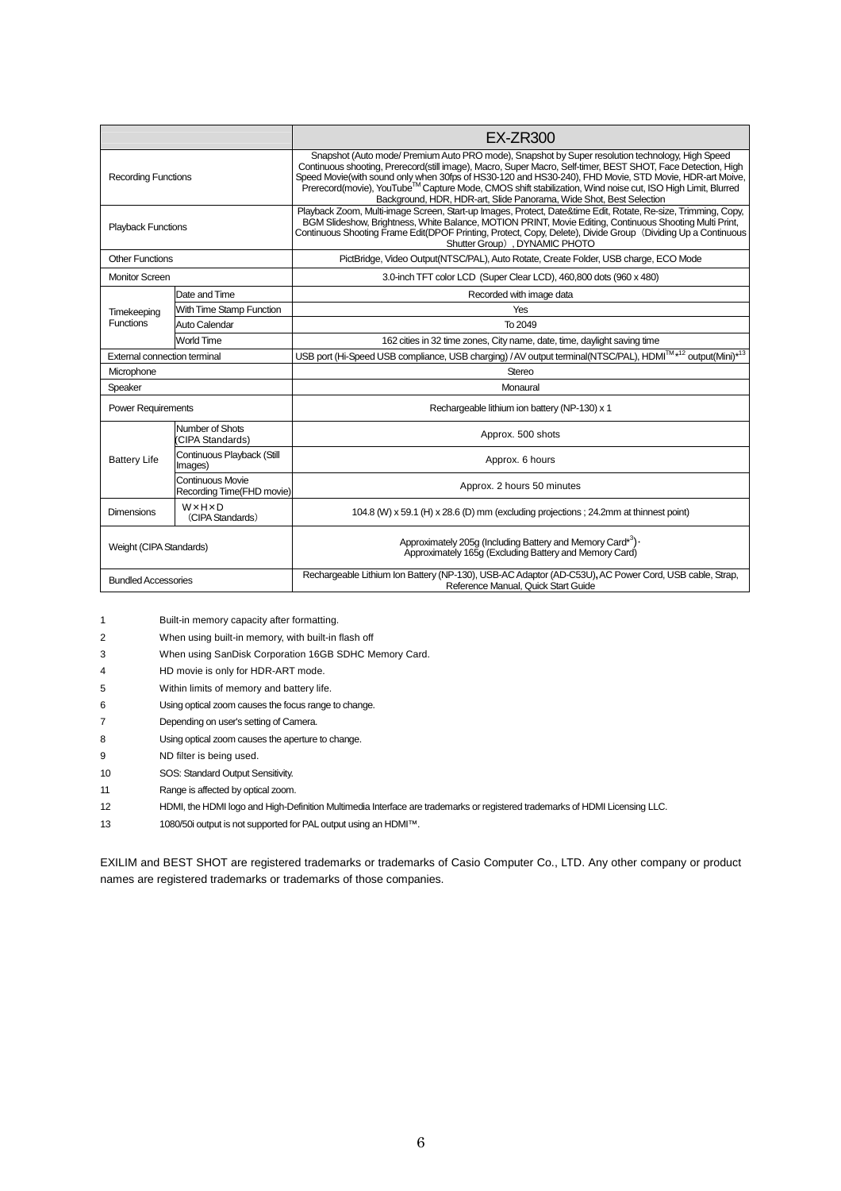| | | EX-ZR300 |
|---|---|---|
| Recording Functions | | Snapshot (Auto mode/ Premium Auto PRO mode), Snapshot by Super resolution technology, High Speed Continuous shooting, Prerecord(still image), Macro, Super Macro, Self-timer, BEST SHOT, Face Detection, High Speed Movie(with sound only when 30fps of HS30-120 and HS30-240), FHD Movie, STD Movie, HDR-art Moive, Prerecord(movie), YouTube™ Capture Mode, CMOS shift stabilization, Wind noise cut, ISO High Limit, Blurred Background, HDR, HDR-art, Slide Panorama, Wide Shot, Best Selection |
| Playback Functions | | Playback Zoom, Multi-image Screen, Start-up Images, Protect, Date&time Edit, Rotate, Re-size, Trimming, Copy, BGM Slideshow, Brightness, White Balance, MOTION PRINT, Movie Editing, Continuous Shooting Multi Print, Continuous Shooting Frame Edit(DPOF Printing, Protect, Copy, Delete), Divide Group（Dividing Up a Continuous Shutter Group）, DYNAMIC PHOTO |
| Other Functions | | PictBridge, Video Output(NTSC/PAL), Auto Rotate, Create Folder, USB charge, ECO Mode |
| Monitor Screen | | 3.0-inch TFT color LCD (Super Clear LCD), 460,800 dots (960 x 480) |
| Timekeeping Functions | Date and Time | Recorded with image data |
| | With Time Stamp Function | Yes |
| | Auto Calendar | To 2049 |
| | World Time | 162 cities in 32 time zones, City name, date, time, daylight saving time |
| External connection terminal | | USB port (Hi-Speed USB compliance, USB charging) / AV output terminal(NTSC/PAL), HDMI™*12 output(Mini)*13 |
| Microphone | | Stereo |
| Speaker | | Monaural |
| Power Requirements | | Rechargeable lithium ion battery (NP-130) x 1 |
| Battery Life | Number of Shots (CIPA Standards) | Approx. 500 shots |
| | Continuous Playback (Still Images) | Approx. 6 hours |
| | Continuous Movie Recording Time(FHD movie) | Approx. 2 hours 50 minutes |
| Dimensions | W×H×D (CIPA Standards) | 104.8 (W) x 59.1 (H) x 28.6 (D) mm (excluding projections ; 24.2mm at thinnest point) |
| Weight (CIPA Standards) | | Approximately 205g (Including Battery and Memory Card*3)・ Approximately 165g (Excluding Battery and Memory Card) |
| Bundled Accessories | | Rechargeable Lithium Ion Battery (NP-130), USB-AC Adaptor (AD-C53U), AC Power Cord, USB cable, Strap, Reference Manual, Quick Start Guide |

1 Built-in memory capacity after formatting.

2 When using built-in memory, with built-in flash off

3 When using SanDisk Corporation 16GB SDHC Memory Card.

4 HD movie is only for HDR-ART mode.

5 Within limits of memory and battery life.

6 Using optical zoom causes the focus range to change.

7 Depending on user's setting of Camera.

8 Using optical zoom causes the aperture to change.

9 ND filter is being used.

10 SOS: Standard Output Sensitivity.

11 Range is affected by optical zoom.

12 HDMI, the HDMI logo and High-Definition Multimedia Interface are trademarks or registered trademarks of HDMI Licensing LLC.

13 1080/50i output is not supported for PAL output using an HDMI™.

EXILIM and BEST SHOT are registered trademarks or trademarks of Casio Computer Co., LTD. Any other company or product names are registered trademarks or trademarks of those companies.